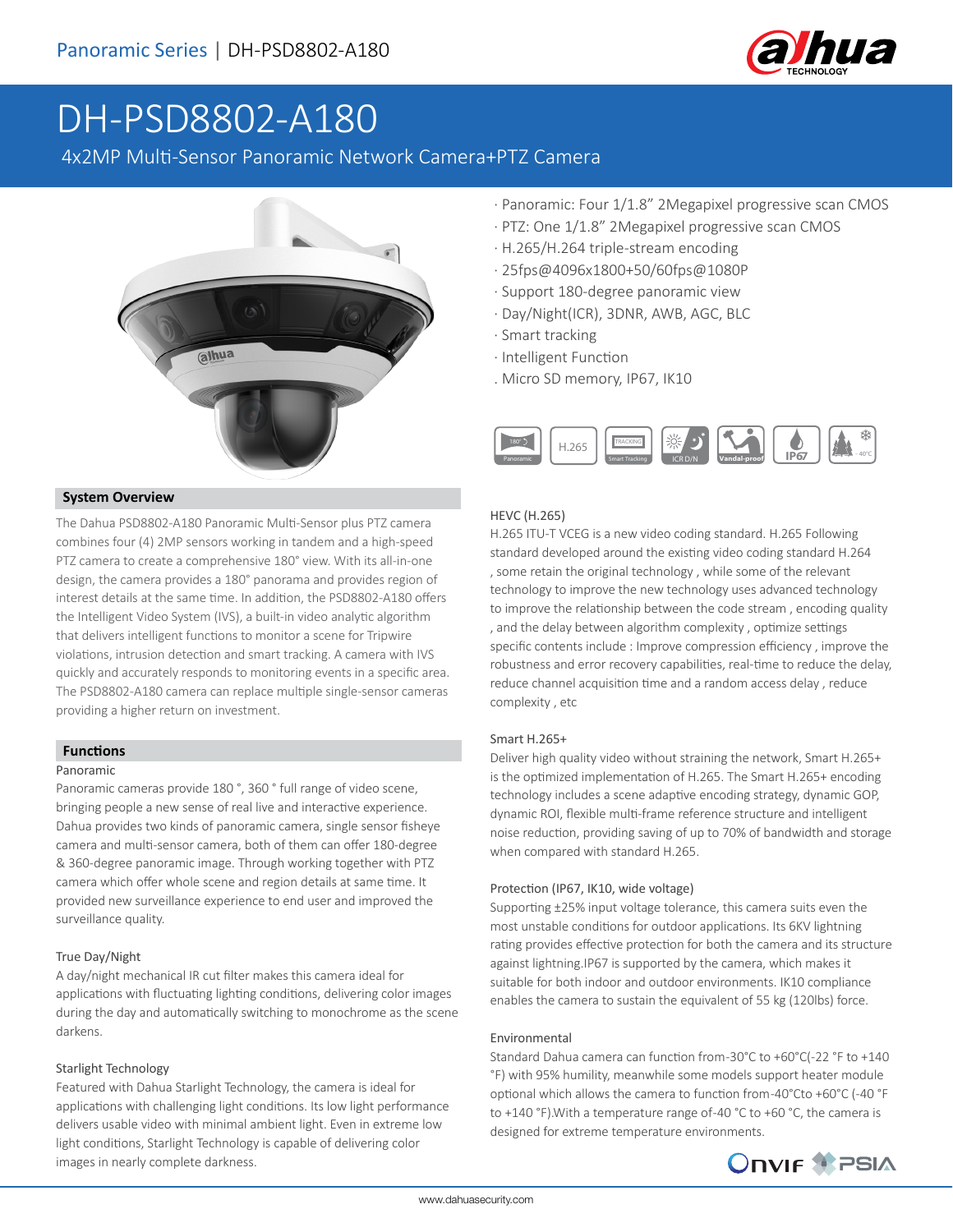Panoramic Series | DH-PSD8802-A180

# DH-PSD8802-A180

4x2MP Multi-Sensor Panoramic Network Camera+PTZ Camera

- Panoramic: Four 1/1.8" 2Megapixel progressive scan CMOS
- PTZ: One 1/1.8" 2Megapixel progressive scan CMOS
- H.265/H.264 triple-stream encoding
- 25fps@4096x1800+50/60fps@1080P
- Support 180-degree panoramic view
- Day/Night(ICR), 3DNR, AWB, AGC, BLC
- Smart tracking
- Intelligent Function
- Micro SD memory, IP67, IK10

## System Overview

The Dahua PSD8802-A180 Panoramic Multi-Sensor plus PTZ camera combines four (4) 2MP sensors working in tandem and a high-speed PTZ camera to create a comprehensive 180° view. With its all-in-one design, the camera provides a 180° panorama and provides region of interest details at the same time. In addition, the PSD8802-A180 offers the Intelligent Video System (IVS), a built-in video analytic algorithm that delivers intelligent functions to monitor a scene for Tripwire violations, intrusion detection and smart tracking. A camera with IVS quickly and accurately responds to monitoring events in a specific area. The PSD8802-A180 camera can replace multiple single-sensor cameras providing a higher return on investment.

## Functions

### Panoramic

Panoramic cameras provide 180 °, 360 ° full range of video scene, bringing people a new sense of real live and interactive experience. Dahua provides two kinds of panoramic camera, single sensor fisheye camera and multi-sensor camera, both of them can offer 180-degree & 360-degree panoramic image. Through working together with PTZ camera which offer whole scene and region details at same time. It provided new surveillance experience to end user and improved the surveillance quality.

### True Day/Night

A day/night mechanical IR cut filter makes this camera ideal for applications with fluctuating lighting conditions, delivering color images during the day and automatically switching to monochrome as the scene darkens.

### Starlight Technology

Featured with Dahua Starlight Technology, the camera is ideal for applications with challenging light conditions. Its low light performance delivers usable video with minimal ambient light. Even in extreme low light conditions, Starlight Technology is capable of delivering color images in nearly complete darkness.

### HEVC (H.265)

H.265 ITU-T VCEG is a new video coding standard. H.265 Following standard developed around the existing video coding standard H.264 , some retain the original technology , while some of the relevant technology to improve the new technology uses advanced technology to improve the relationship between the code stream , encoding quality , and the delay between algorithm complexity , optimize settings specific contents include : Improve compression efficiency , improve the robustness and error recovery capabilities, real-time to reduce the delay, reduce channel acquisition time and a random access delay , reduce complexity , etc

### Smart H.265+

Deliver high quality video without straining the network, Smart H.265+ is the optimized implementation of H.265. The Smart H.265+ encoding technology includes a scene adaptive encoding strategy, dynamic GOP, dynamic ROI, flexible multi-frame reference structure and intelligent noise reduction, providing saving of up to 70% of bandwidth and storage when compared with standard H.265.

### Protection (IP67, IK10, wide voltage)

Supporting ±25% input voltage tolerance, this camera suits even the most unstable conditions for outdoor applications. Its 6KV lightning rating provides effective protection for both the camera and its structure against lightning.IP67 is supported by the camera, which makes it suitable for both indoor and outdoor environments. IK10 compliance enables the camera to sustain the equivalent of 55 kg (120lbs) force.

### Environmental

Standard Dahua camera can function from-30°C to +60°C(-22 °F to +140 °F) with 95% humility, meanwhile some models support heater module optional which allows the camera to function from-40°Cto +60°C (-40 °F to +140 °F).With a temperature range of-40 °C to +60 °C, the camera is designed for extreme temperature environments.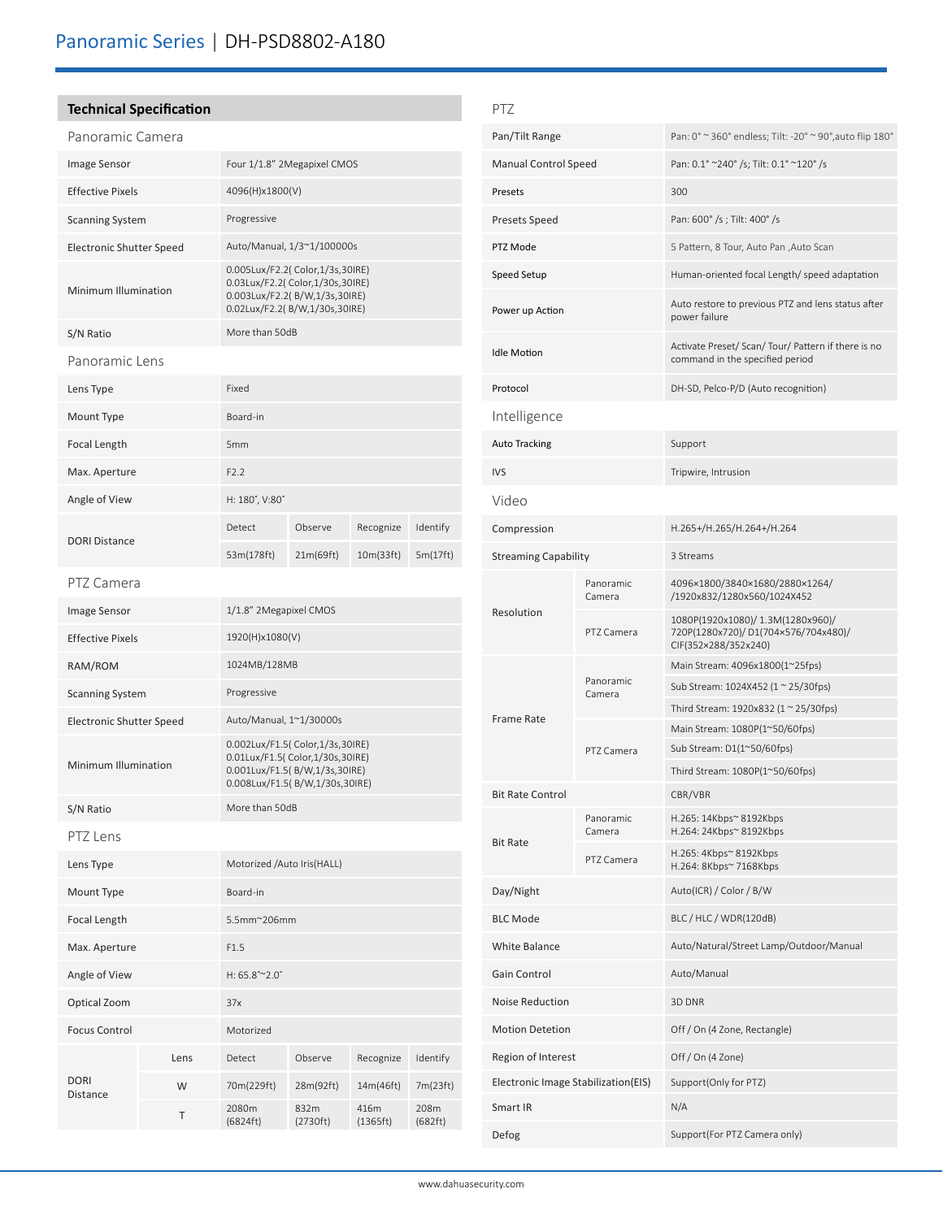# Panoramic Series | DH-PSD8802-A180

## Technical Specification

### Panoramic Camera

| | |
|---|---|
| Image Sensor | Four 1/1.8" 2Megapixel CMOS |
| Effective Pixels | 4096(H)x1800(V) |
| Scanning System | Progressive |
| Electronic Shutter Speed | Auto/Manual, 1/3~1/100000s |
| Minimum Illumination | 0.005Lux/F2.2( Color,1/3s,30IRE)<br>0.03Lux/F2.2( Color,1/30s,30IRE)<br>0.003Lux/F2.2( B/W,1/3s,30IRE)<br>0.02Lux/F2.2( B/W,1/30s,30IRE) |
| S/N Ratio | More than 50dB |

### Panoramic Lens

| | | | | |
|---|---|---|---|---|
| Lens Type | Fixed | | | |
| Mount Type | Board-in | | | |
| Focal Length | 5mm | | | |
| Max. Aperture | F2.2 | | | |
| Angle of View | H: 180˚, V:80˚ | | | |
| DORI Distance | Detect | Observe | Recognize | Identify |
| | 53m(178ft) | 21m(69ft) | 10m(33ft) | 5m(17ft) |

### PTZ Camera

| | |
|---|---|
| Image Sensor | 1/1.8" 2Megapixel CMOS |
| Effective Pixels | 1920(H)x1080(V) |
| RAM/ROM | 1024MB/128MB |
| Scanning System | Progressive |
| Electronic Shutter Speed | Auto/Manual, 1~1/30000s |
| Minimum Illumination | 0.002Lux/F1.5( Color,1/3s,30IRE)<br>0.01Lux/F1.5( Color,1/30s,30IRE)<br>0.001Lux/F1.5( B/W,1/3s,30IRE)<br>0.008Lux/F1.5( B/W,1/30s,30IRE) |
| S/N Ratio | More than 50dB |

### PTZ Lens

| | | | | | |
|---|---|---|---|---|---|
| Lens Type | | Motorized /Auto Iris(HALL) | | | |
| Mount Type | | Board-in | | | |
| Focal Length | | 5.5mm~206mm | | | |
| Max. Aperture | | F1.5 | | | |
| Angle of View | | H: 65.8˚~2.0˚ | | | |
| Optical Zoom | | 37x | | | |
| Focus Control | | Motorized | | | |
| DORI Distance | Lens | Detect | Observe | Recognize | Identify |
| | W | 70m(229ft) | 28m(92ft) | 14m(46ft) | 7m(23ft) |
| | T | 2080m (6824ft) | 832m (2730ft) | 416m (1365ft) | 208m (682ft) |

### PTZ

| | |
|---|---|
| Pan/Tilt Range | Pan: 0° ~ 360° endless; Tilt: -20° ~ 90°,auto flip 180° |
| Manual Control Speed | Pan: 0.1° ~240° /s; Tilt: 0.1° ~120° /s |
| Presets | 300 |
| Presets Speed | Pan: 600° /s ; Tilt: 400° /s |
| PTZ Mode | 5 Pattern, 8 Tour, Auto Pan ,Auto Scan |
| Speed Setup | Human-oriented focal Length/ speed adaptation |
| Power up Action | Auto restore to previous PTZ and lens status after power failure |
| Idle Motion | Activate Preset/ Scan/ Tour/ Pattern if there is no command in the specified period |
| Protocol | DH-SD, Pelco-P/D (Auto recognition) |

### Intelligence

| | |
|---|---|
| Auto Tracking | Support |
| IVS | Tripwire, Intrusion |

### Video

| | | |
|---|---|---|
| Compression | | H.265+/H.265/H.264+/H.264 |
| Streaming Capability | | 3 Streams |
| Resolution | Panoramic Camera | 4096×1800/3840×1680/2880×1264/ /1920x832/1280x560/1024X452 |
| | PTZ Camera | 1080P(1920x1080)/ 1.3M(1280x960)/ 720P(1280x720)/ D1(704×576/704x480)/ CIF(352×288/352x240) |
| Frame Rate | Panoramic Camera | Main Stream: 4096x1800(1~25fps) |
| | | Sub Stream: 1024X452 (1 ~ 25/30fps) |
| | | Third Stream: 1920x832 (1 ~ 25/30fps) |
| | PTZ Camera | Main Stream: 1080P(1~50/60fps) |
| | | Sub Stream: D1(1~50/60fps) |
| | | Third Stream: 1080P(1~50/60fps) |
| Bit Rate Control | | CBR/VBR |
| Bit Rate | Panoramic Camera | H.265: 14Kbps~ 8192Kbps<br>H.264: 24Kbps~ 8192Kbps |
| | PTZ Camera | H.265: 4Kbps~ 8192Kbps<br>H.264: 8Kbps~ 7168Kbps |
| Day/Night | | Auto(ICR) / Color / B/W |
| BLC Mode | | BLC / HLC / WDR(120dB) |
| White Balance | | Auto/Natural/Street Lamp/Outdoor/Manual |
| Gain Control | | Auto/Manual |
| Noise Reduction | | 3D DNR |
| Motion Detetion | | Off / On (4 Zone, Rectangle) |
| Region of Interest | | Off / On (4 Zone) |
| Electronic Image Stabilization(EIS) | | Support(Only for PTZ) |
| Smart IR | | N/A |
| Defog | | Support(For PTZ Camera only) |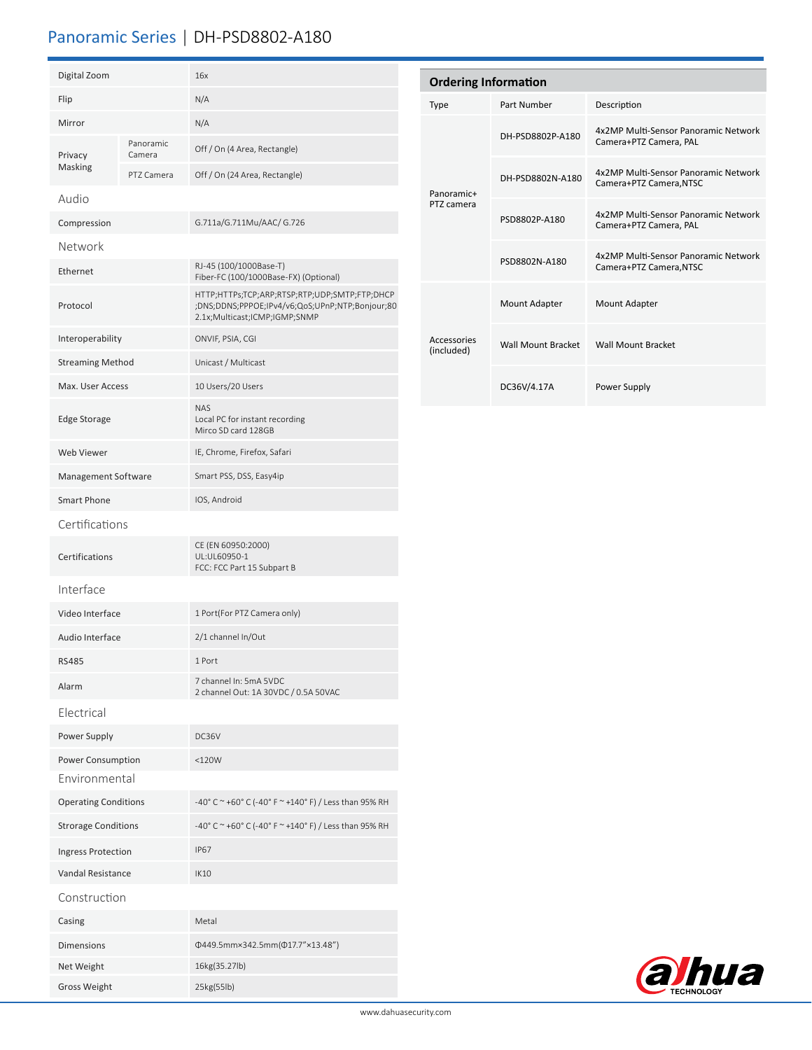# Panoramic Series | DH-PSD8802-A180

| | | |
|---|---|---|
| Digital Zoom | | 16x |
| Flip | | N/A |
| Mirror | | N/A |
| Privacy Masking | Panoramic Camera | Off / On (4 Area, Rectangle) |
| | PTZ Camera | Off / On (24 Area, Rectangle) |
| **Audio** | | |
| Compression | | G.711a/G.711Mu/AAC/ G.726 |
| **Network** | | |
| Ethernet | | RJ-45 (100/1000Base-T)<br>Fiber-FC (100/1000Base-FX) (Optional) |
| Protocol | | HTTP;HTTPs;TCP;ARP;RTSP;RTP;UDP;SMTP;FTP;DHCP;DNS;DDNS;PPPOE;IPv4/v6;QoS;UPnP;NTP;Bonjour;802.1x;Multicast;ICMP;IGMP;SNMP |
| Interoperability | | ONVIF, PSIA, CGI |
| Streaming Method | | Unicast / Multicast |
| Max. User Access | | 10 Users/20 Users |
| Edge Storage | | NAS<br>Local PC for instant recording<br>Mirco SD card 128GB |
| Web Viewer | | IE, Chrome, Firefox, Safari |
| Management Software | | Smart PSS, DSS, Easy4ip |
| Smart Phone | | IOS, Android |
| **Certifications** | | |
| Certifications | | CE (EN 60950:2000)<br>UL:UL60950-1<br>FCC: FCC Part 15 Subpart B |
| **Interface** | | |
| Video Interface | | 1 Port(For PTZ Camera only) |
| Audio Interface | | 2/1 channel In/Out |
| RS485 | | 1 Port |
| Alarm | | 7 channel In: 5mA 5VDC<br>2 channel Out: 1A 30VDC / 0.5A 50VAC |
| **Electrical** | | |
| Power Supply | | DC36V |
| Power Consumption | | <120W |
| **Environmental** | | |
| Operating Conditions | | -40° C ~ +60° C (-40° F ~ +140° F) / Less than 95% RH |
| Strorage Conditions | | -40° C ~ +60° C (-40° F ~ +140° F) / Less than 95% RH |
| Ingress Protection | | IP67 |
| Vandal Resistance | | IK10 |
| **Construction** | | |
| Casing | | Metal |
| Dimensions | | Φ449.5mm×342.5mm(Φ17.7”×13.48”) |
| Net Weight | | 16kg(35.27lb) |
| Gross Weight | | 25kg(55lb) |

## Ordering Information

| Type | Part Number | Description |
|---|---|---|
| Panoramic+ PTZ camera | DH-PSD8802P-A180 | 4x2MP Multi-Sensor Panoramic Network Camera+PTZ Camera, PAL |
| | DH-PSD8802N-A180 | 4x2MP Multi-Sensor Panoramic Network Camera+PTZ Camera,NTSC |
| | PSD8802P-A180 | 4x2MP Multi-Sensor Panoramic Network Camera+PTZ Camera, PAL |
| | PSD8802N-A180 | 4x2MP Multi-Sensor Panoramic Network Camera+PTZ Camera,NTSC |
| Accessories (included) | Mount Adapter | Mount Adapter |
| | Wall Mount Bracket | Wall Mount Bracket |
| | DC36V/4.17A | Power Supply |

www.dahuasecurity.com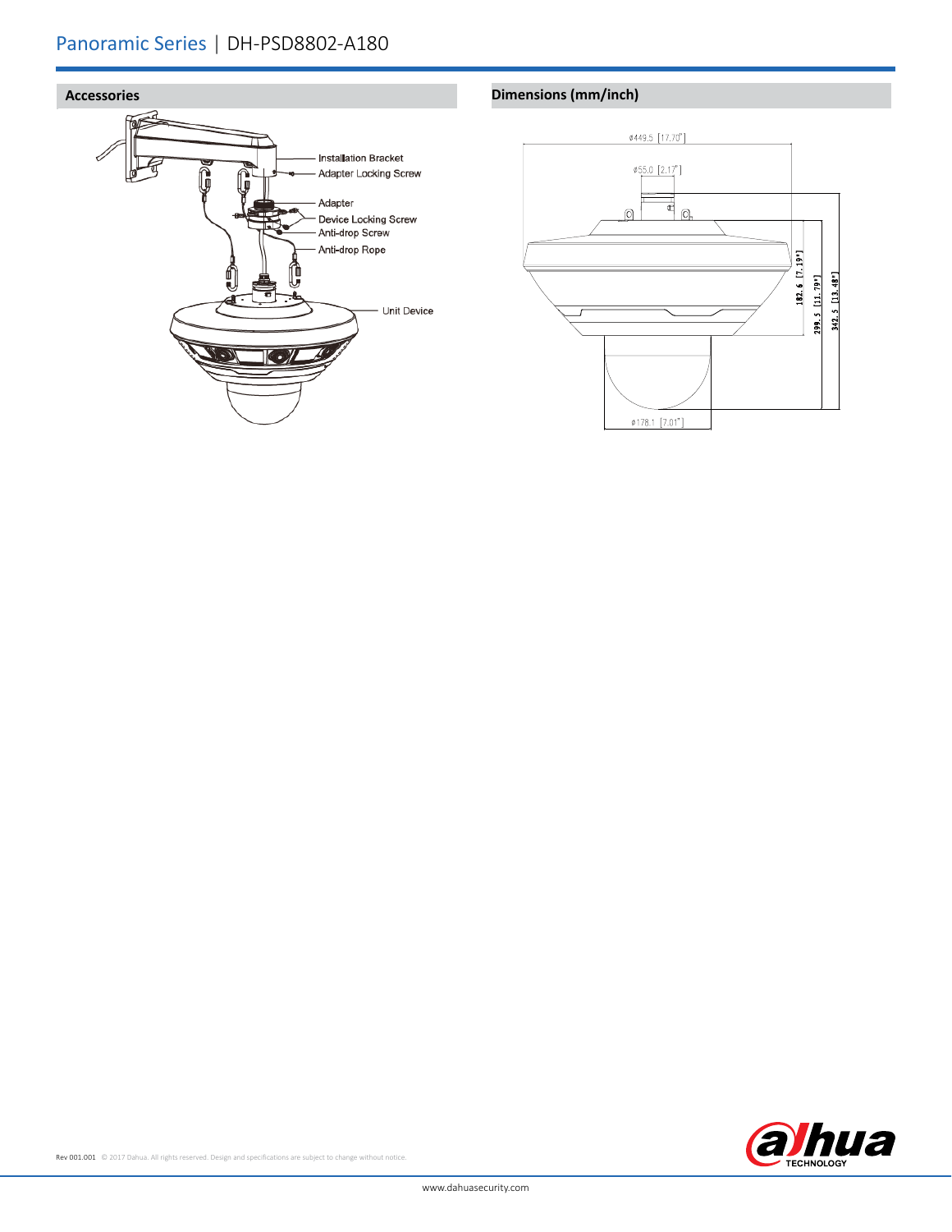## Accessories

Installation Bracket
Adapter Locking Screw
Adapter
Device Locking Screw
Anti-drop Screw
Anti-drop Rope
Unit Device

## Dimensions (mm/inch)

ø449.5 [17.70"]
ø55.0 [2.17"]
182.6 [7.19"]
299.5 [11.79"]
342.5 [13.48"]
ø178.1 [7.01"]

Rev 001.001 © 2017 Dahua. All rights reserved. Design and specifications are subject to change without notice.

www.dahuasecurity.com